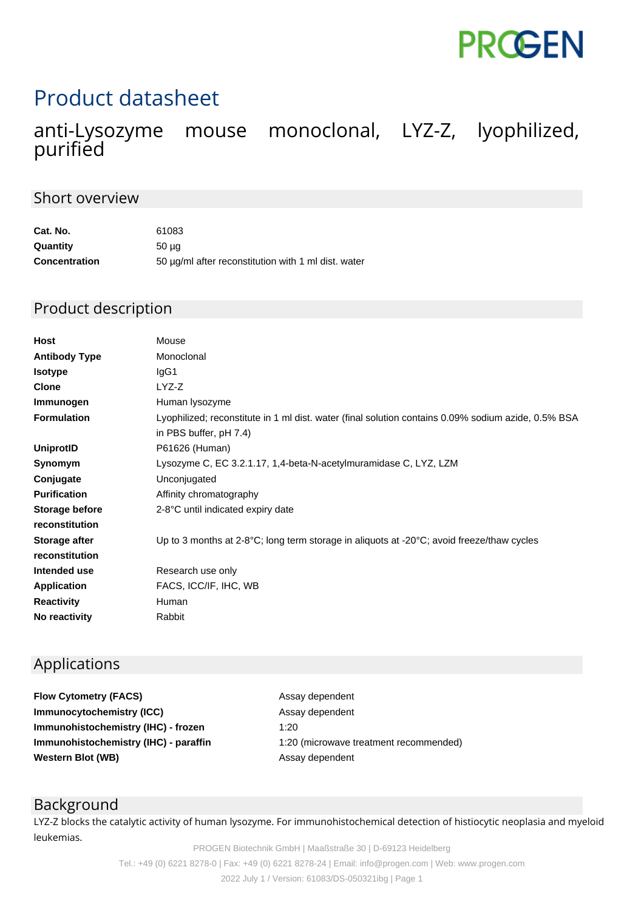PROGEN

# Product datasheet

## anti-Lysozyme mouse monoclonal, LYZ-Z, lyophilized, purified

## Short overview

| | |
|---|---|
| **Cat. No.** | 61083 |
| **Quantity** | 50 µg |
| **Concentration** | 50 µg/ml after reconstitution with 1 ml dist. water |

## Product description

| | |
|---|---|
| **Host** | Mouse |
| **Antibody Type** | Monoclonal |
| **Isotype** | IgG1 |
| **Clone** | LYZ-Z |
| **Immunogen** | Human lysozyme |
| **Formulation** | Lyophilized; reconstitute in 1 ml dist. water (final solution contains 0.09% sodium azide, 0.5% BSA in PBS buffer, pH 7.4) |
| **UniprotID** | P61626 (Human) |
| **Synomym** | Lysozyme C, EC 3.2.1.17, 1,4-beta-N-acetylmuramidase C, LYZ, LZM |
| **Conjugate** | Unconjugated |
| **Purification** | Affinity chromatography |
| **Storage before reconstitution** | 2-8°C until indicated expiry date |
| **Storage after reconstitution** | Up to 3 months at 2-8°C; long term storage in aliquots at -20°C; avoid freeze/thaw cycles |
| **Intended use** | Research use only |
| **Application** | FACS, ICC/IF, IHC, WB |
| **Reactivity** | Human |
| **No reactivity** | Rabbit |

## Applications

| | |
|---|---|
| **Flow Cytometry (FACS)** | Assay dependent |
| **Immunocytochemistry (ICC)** | Assay dependent |
| **Immunohistochemistry (IHC) - frozen** | 1:20 |
| **Immunohistochemistry (IHC) - paraffin** | 1:20 (microwave treatment recommended) |
| **Western Blot (WB)** | Assay dependent |

## Background

LYZ-Z blocks the catalytic activity of human lysozyme. For immunohistochemical detection of histiocytic neoplasia and myeloid leukemias.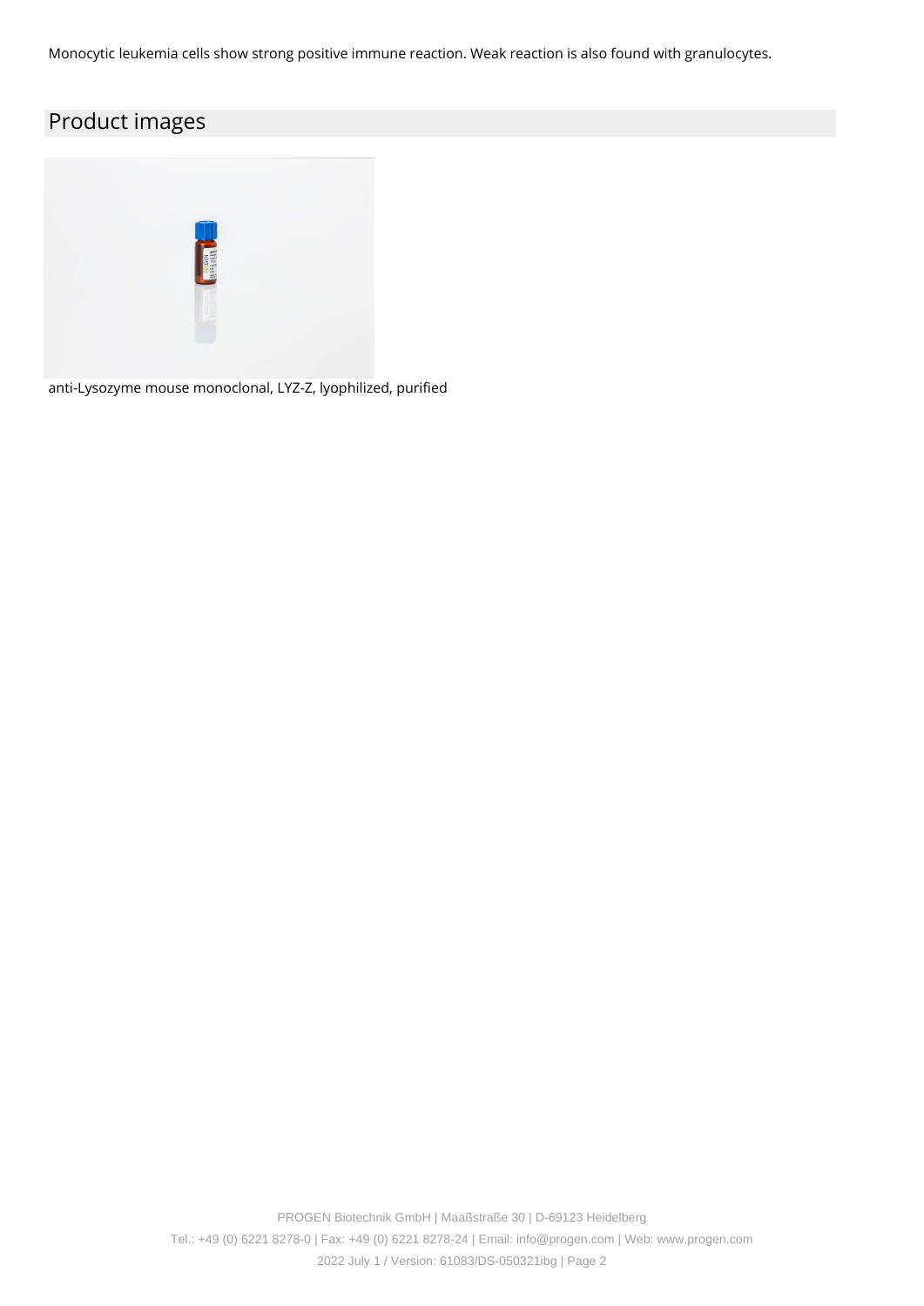Monocytic leukemia cells show strong positive immune reaction. Weak reaction is also found with granulocytes.

## Product images

anti-Lysozyme mouse monoclonal, LYZ-Z, lyophilized, purified

PROGEN Biotechnik GmbH | Maaßstraße 30 | D-69123 Heidelberg
Tel.: +49 (0) 6221 8278-0 | Fax: +49 (0) 6221 8278-24 | Email: info@progen.com | Web: www.progen.com
2022 July 1 / Version: 61083/DS-050321ibg